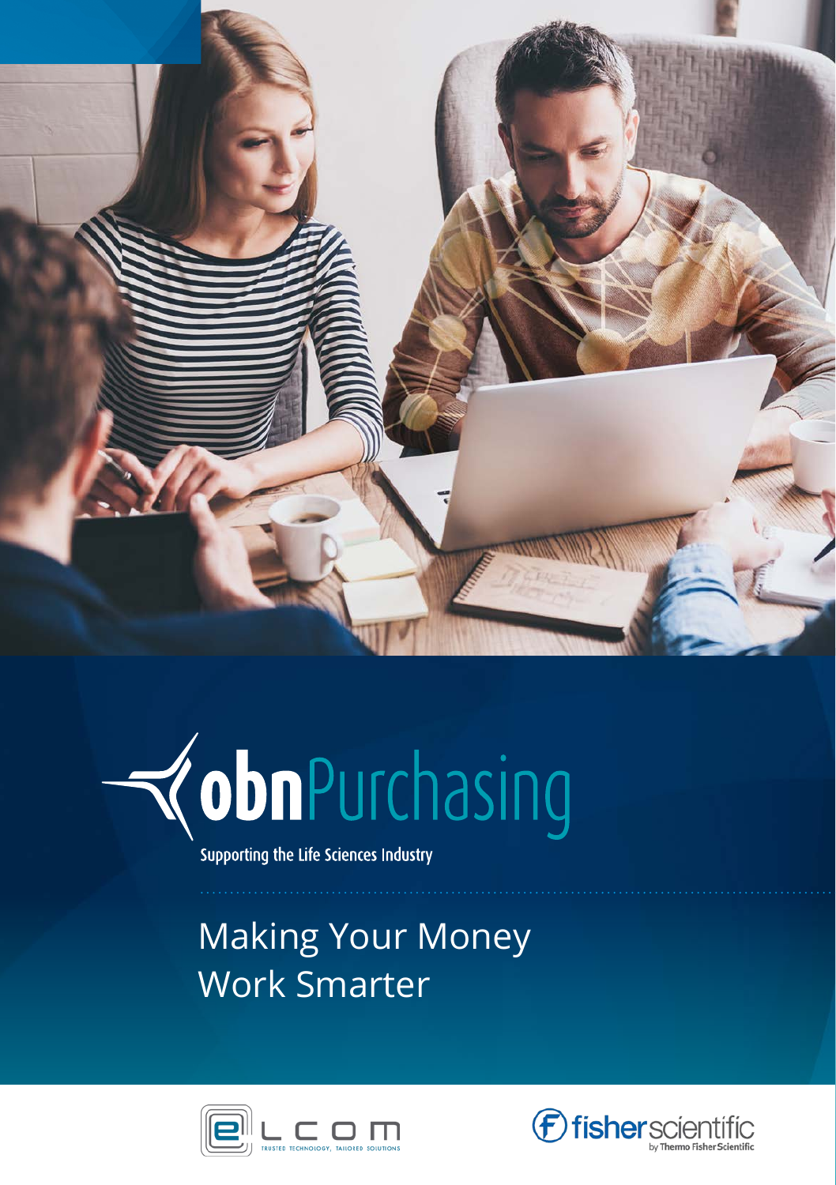# obnPurchasing

Supporting the Life Sciences Industry

## Making Your Money Work Smarter

ELCOM — TRUSTED TECHNOLOGY, TAILORED SOLUTIONS

fisherscientific by Thermo Fisher Scientific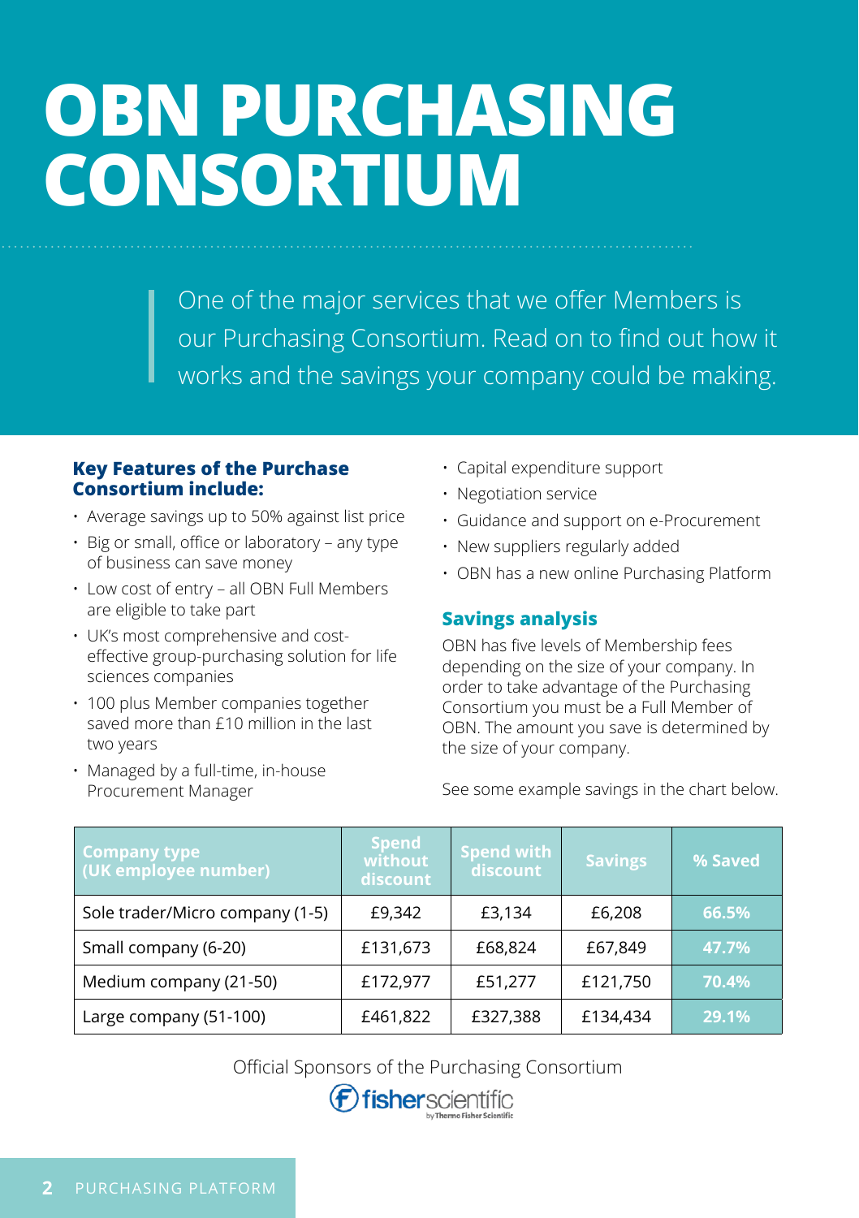# OBN PURCHASING CONSORTIUM

One of the major services that we offer Members is our Purchasing Consortium. Read on to find out how it works and the savings your company could be making.

### Key Features of the Purchase Consortium include:

- Average savings up to 50% against list price
- Big or small, office or laboratory – any type of business can save money
- Low cost of entry – all OBN Full Members are eligible to take part
- UK's most comprehensive and cost-effective group-purchasing solution for life sciences companies
- 100 plus Member companies together saved more than £10 million in the last two years
- Managed by a full-time, in-house Procurement Manager
- Capital expenditure support
- Negotiation service
- Guidance and support on e-Procurement
- New suppliers regularly added
- OBN has a new online Purchasing Platform

### Savings analysis

OBN has five levels of Membership fees depending on the size of your company. In order to take advantage of the Purchasing Consortium you must be a Full Member of OBN. The amount you save is determined by the size of your company.

See some example savings in the chart below.

| Company type (UK employee number) | Spend without discount | Spend with discount | Savings | % Saved |
|---|---|---|---|---|
| Sole trader/Micro company (1-5) | £9,342 | £3,134 | £6,208 | 66.5% |
| Small company (6-20) | £131,673 | £68,824 | £67,849 | 47.7% |
| Medium company (21-50) | £172,977 | £51,277 | £121,750 | 70.4% |
| Large company (51-100) | £461,822 | £327,388 | £134,434 | 29.1% |

Official Sponsors of the Purchasing Consortium

fisherscientific by Thermo Fisher Scientific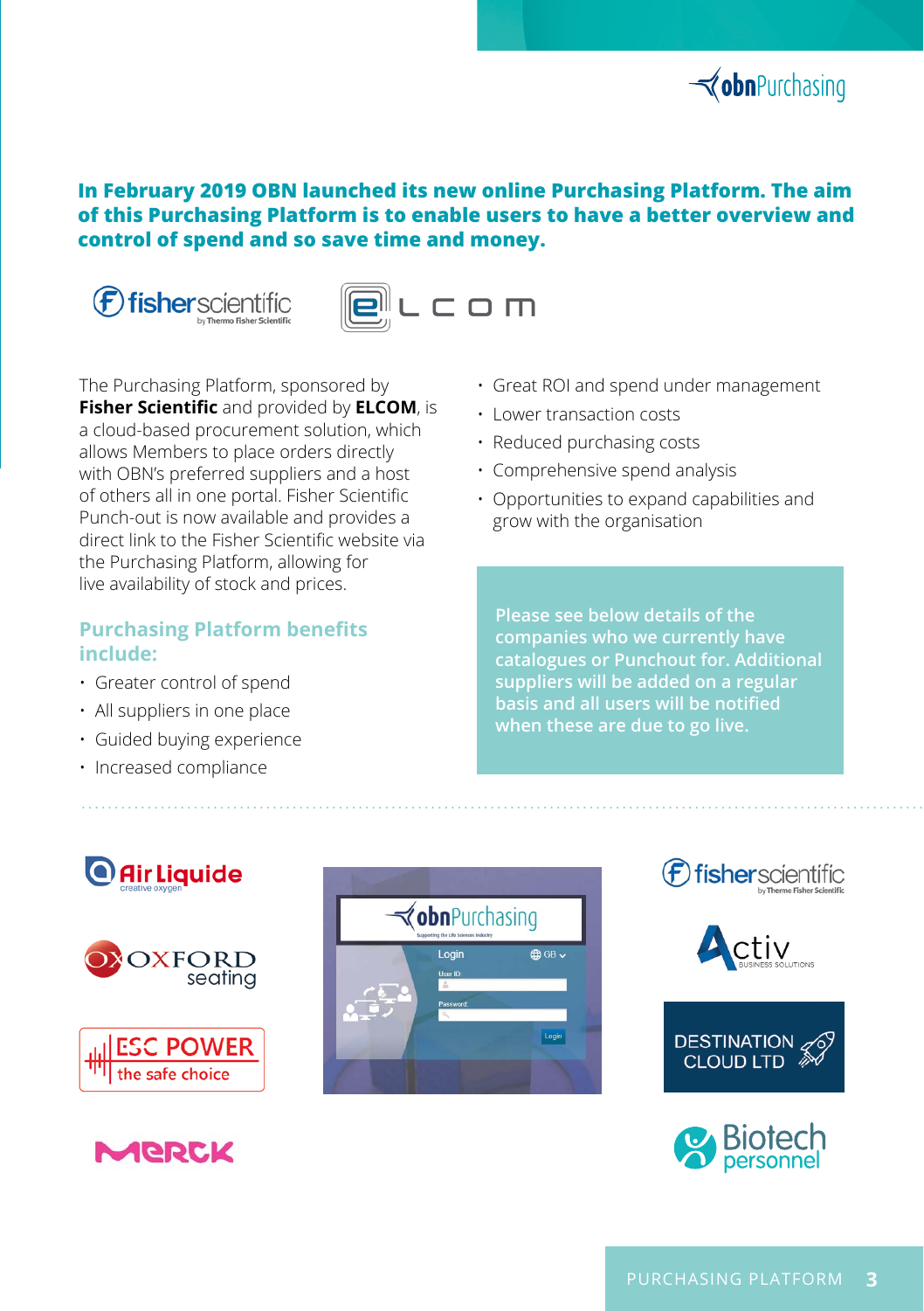**In February 2019 OBN launched its new online Purchasing Platform. The aim of this Purchasing Platform is to enable users to have a better overview and control of spend and so save time and money.**

The Purchasing Platform, sponsored by **Fisher Scientific** and provided by **ELCOM**, is a cloud-based procurement solution, which allows Members to place orders directly with OBN's preferred suppliers and a host of others all in one portal. Fisher Scientific Punch-out is now available and provides a direct link to the Fisher Scientific website via the Purchasing Platform, allowing for live availability of stock and prices.

## Purchasing Platform benefits include:

- Greater control of spend
- All suppliers in one place
- Guided buying experience
- Increased compliance
- Great ROI and spend under management
- Lower transaction costs
- Reduced purchasing costs
- Comprehensive spend analysis
- Opportunities to expand capabilities and grow with the organisation

**Please see below details of the companies who we currently have catalogues or Punchout for. Additional suppliers will be added on a regular basis and all users will be notified when these are due to go live.**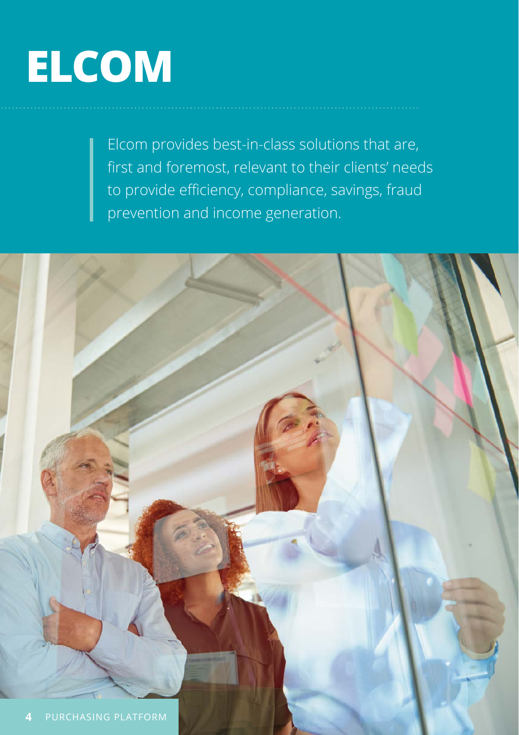# ELCOM

> Elcom provides best-in-class solutions that are, first and foremost, relevant to their clients' needs to provide efficiency, compliance, savings, fraud prevention and income generation.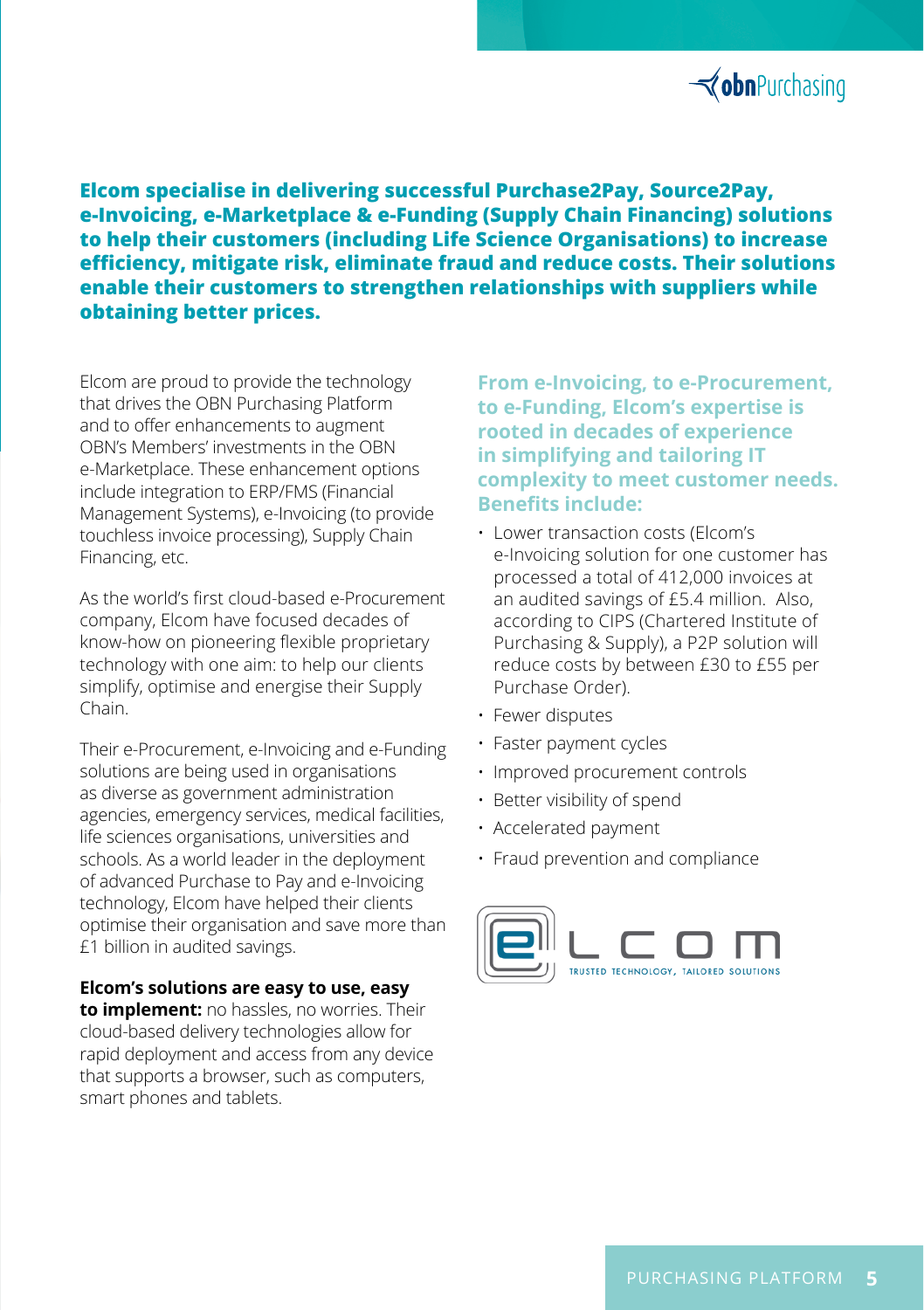**Elcom specialise in delivering successful Purchase2Pay, Source2Pay, e-Invoicing, e-Marketplace & e-Funding (Supply Chain Financing) solutions to help their customers (including Life Science Organisations) to increase efficiency, mitigate risk, eliminate fraud and reduce costs. Their solutions enable their customers to strengthen relationships with suppliers while obtaining better prices.**

Elcom are proud to provide the technology that drives the OBN Purchasing Platform and to offer enhancements to augment OBN's Members' investments in the OBN e-Marketplace. These enhancement options include integration to ERP/FMS (Financial Management Systems), e-Invoicing (to provide touchless invoice processing), Supply Chain Financing, etc.

As the world's first cloud-based e-Procurement company, Elcom have focused decades of know-how on pioneering flexible proprietary technology with one aim: to help our clients simplify, optimise and energise their Supply Chain.

Their e-Procurement, e-Invoicing and e-Funding solutions are being used in organisations as diverse as government administration agencies, emergency services, medical facilities, life sciences organisations, universities and schools. As a world leader in the deployment of advanced Purchase to Pay and e-Invoicing technology, Elcom have helped their clients optimise their organisation and save more than £1 billion in audited savings.

**Elcom's solutions are easy to use, easy to implement:** no hassles, no worries. Their cloud-based delivery technologies allow for rapid deployment and access from any device that supports a browser, such as computers, smart phones and tablets.

**From e-Invoicing, to e-Procurement, to e-Funding, Elcom's expertise is rooted in decades of experience in simplifying and tailoring IT complexity to meet customer needs. Benefits include:**

- Lower transaction costs (Elcom's e-Invoicing solution for one customer has processed a total of 412,000 invoices at an audited savings of £5.4 million. Also, according to CIPS (Chartered Institute of Purchasing & Supply), a P2P solution will reduce costs by between £30 to £55 per Purchase Order).
- Fewer disputes
- Faster payment cycles
- Improved procurement controls
- Better visibility of spend
- Accelerated payment
- Fraud prevention and compliance

ELCOM – TRUSTED TECHNOLOGY, TAILORED SOLUTIONS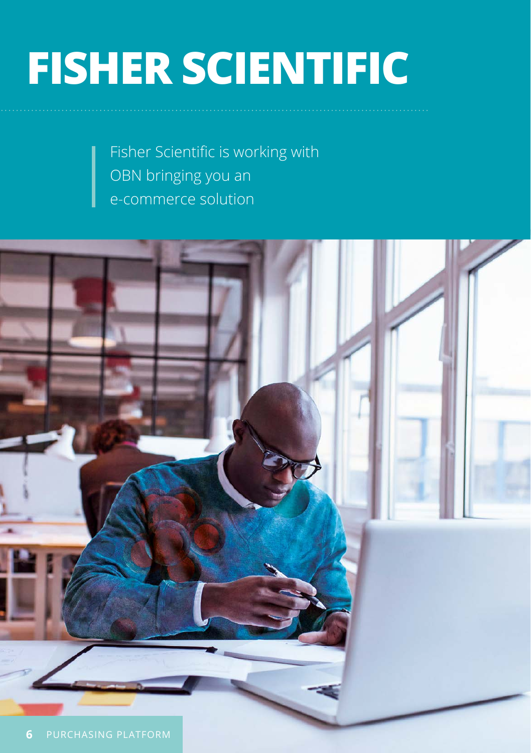# FISHER SCIENTIFIC

Fisher Scientific is working with OBN bringing you an e-commerce solution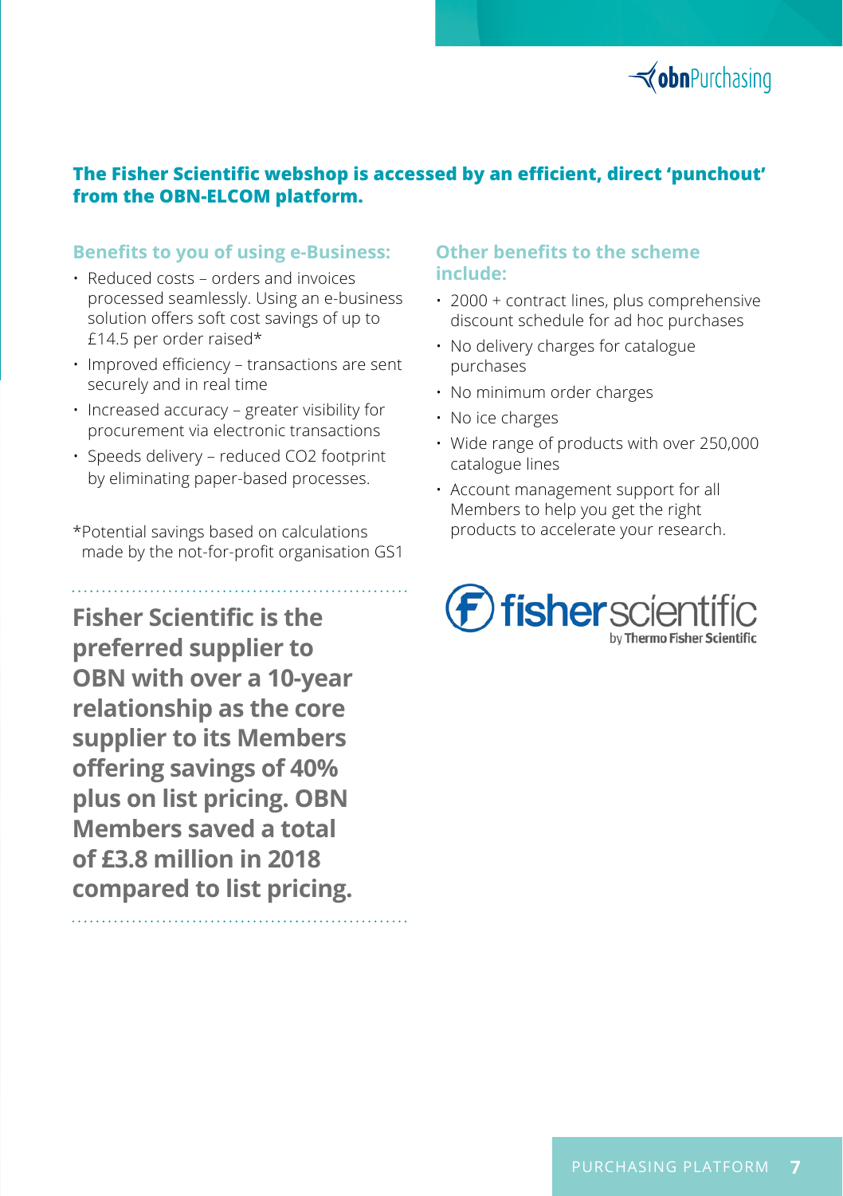**The Fisher Scientific webshop is accessed by an efficient, direct 'punchout' from the OBN-ELCOM platform.**

### Benefits to you of using e-Business:

- Reduced costs – orders and invoices processed seamlessly. Using an e-business solution offers soft cost savings of up to £14.5 per order raised*
- Improved efficiency – transactions are sent securely and in real time
- Increased accuracy – greater visibility for procurement via electronic transactions
- Speeds delivery – reduced $CO_2$ footprint by eliminating paper-based processes.

*Potential savings based on calculations made by the not-for-profit organisation GS1

**Fisher Scientific is the preferred supplier to OBN with over a 10-year relationship as the core supplier to its Members offering savings of 40% plus on list pricing. OBN Members saved a total of £3.8 million in 2018 compared to list pricing.**

### Other benefits to the scheme include:

- 2000 + contract lines, plus comprehensive discount schedule for ad hoc purchases
- No delivery charges for catalogue purchases
- No minimum order charges
- No ice charges
- Wide range of products with over 250,000 catalogue lines
- Account management support for all Members to help you get the right products to accelerate your research.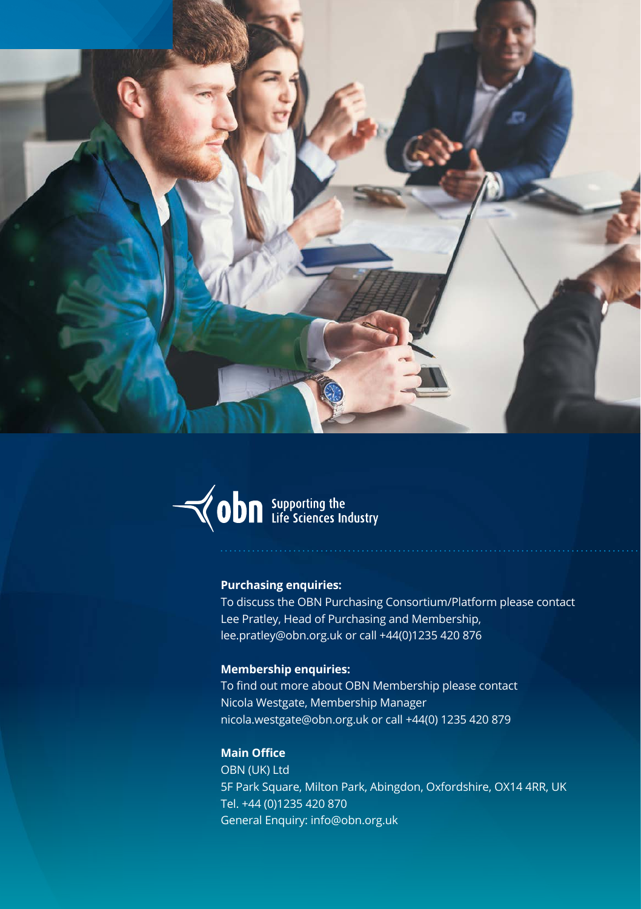obn Supporting the Life Sciences Industry

**Purchasing enquiries:**
To discuss the OBN Purchasing Consortium/Platform please contact Lee Pratley, Head of Purchasing and Membership, lee.pratley@obn.org.uk or call +44(0)1235 420 876

**Membership enquiries:**
To find out more about OBN Membership please contact Nicola Westgate, Membership Manager nicola.westgate@obn.org.uk or call +44(0) 1235 420 879

**Main Office**
OBN (UK) Ltd
5F Park Square, Milton Park, Abingdon, Oxfordshire, OX14 4RR, UK
Tel. +44 (0)1235 420 870
General Enquiry: info@obn.org.uk